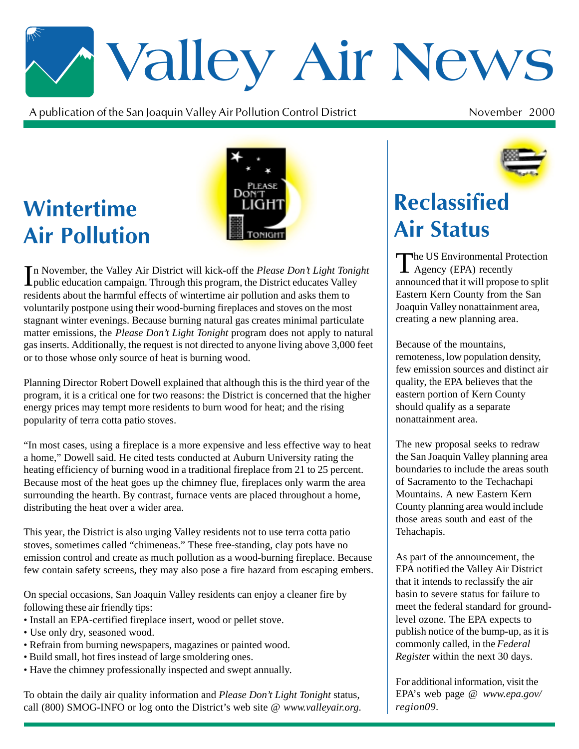# Valley Air News

A publication of the San Joaquin Valley Air Pollution Control District

November 2000

## Wintertime Air Pollution

In November, the Valley Air District will kick-off the *Please Don't Light Tonight* public education campaign. Through this program, the District educates Valley residents about the harmful effects of wintertime air pollution and asks them to voluntarily postpone using their wood-burning fireplaces and stoves on the most stagnant winter evenings. Because burning natural gas creates minimal particulate matter emissions, the *Please Don't Light Tonight* program does not apply to natural gas inserts. Additionally, the request is not directed to anyone living above 3,000 feet or to those whose only source of heat is burning wood.

Planning Director Robert Dowell explained that although this is the third year of the program, it is a critical one for two reasons: the District is concerned that the higher energy prices may tempt more residents to burn wood for heat; and the rising popularity of terra cotta patio stoves.

"In most cases, using a fireplace is a more expensive and less effective way to heat a home," Dowell said. He cited tests conducted at Auburn University rating the heating efficiency of burning wood in a traditional fireplace from 21 to 25 percent. Because most of the heat goes up the chimney flue, fireplaces only warm the area surrounding the hearth. By contrast, furnace vents are placed throughout a home, distributing the heat over a wider area.

This year, the District is also urging Valley residents not to use terra cotta patio stoves, sometimes called "chimeneas." These free-standing, clay pots have no emission control and create as much pollution as a wood-burning fireplace. Because few contain safety screens, they may also pose a fire hazard from escaping embers.

On special occasions, San Joaquin Valley residents can enjoy a cleaner fire by following these air friendly tips:

- Install an EPA-certified fireplace insert, wood or pellet stove.
- Use only dry, seasoned wood.
- Refrain from burning newspapers, magazines or painted wood.
- Build small, hot fires instead of large smoldering ones.
- Have the chimney professionally inspected and swept annually.

To obtain the daily air quality information and *Please Don't Light Tonight* status, call (800) SMOG-INFO or log onto the District's web site @ *www.valleyair.org.*

## Reclassified Air Status

The US Environmental Protection Agency (EPA) recently announced that it will propose to split Eastern Kern County from the San Joaquin Valley nonattainment area, creating a new planning area.

Because of the mountains, remoteness, low population density, few emission sources and distinct air quality, the EPA believes that the eastern portion of Kern County should qualify as a separate nonattainment area.

The new proposal seeks to redraw the San Joaquin Valley planning area boundaries to include the areas south of Sacramento to the Techachapi Mountains. A new Eastern Kern County planning area would include those areas south and east of the Tehachapis.

As part of the announcement, the EPA notified the Valley Air District that it intends to reclassify the air basin to severe status for failure to meet the federal standard for ground-level ozone. The EPA expects to publish notice of the bump-up, as it is commonly called, in the *Federal Registe*r within the next 30 days.

For additional information, visit the EPA's web page @ *www.epa.gov/region09*.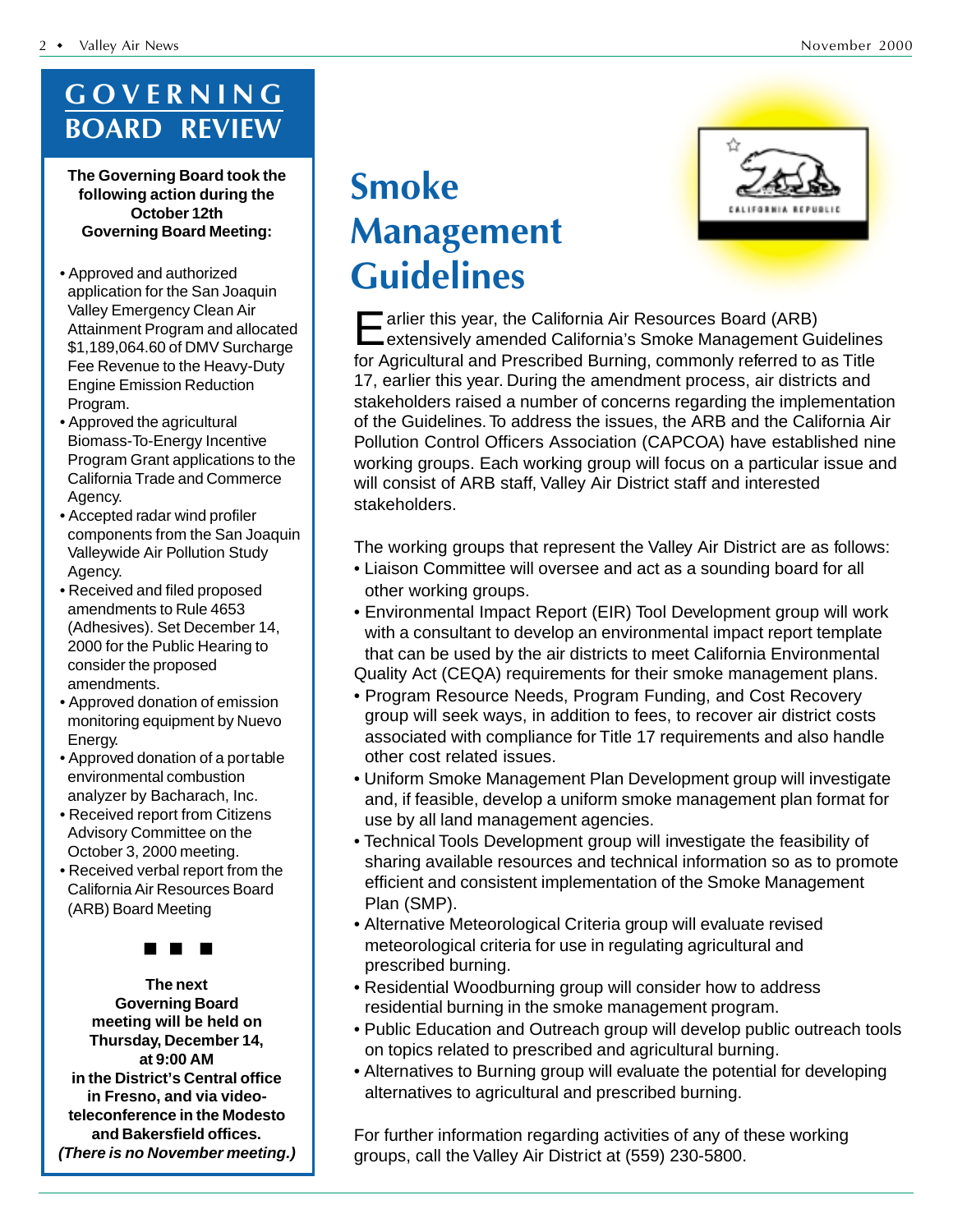## GOVERNING BOARD REVIEW

**The Governing Board took the following action during the October 12th Governing Board Meeting:**

- Approved and authorized application for the San Joaquin Valley Emergency Clean Air Attainment Program and allocated $1,189,064.60 of DMV Surcharge Fee Revenue to the Heavy-Duty Engine Emission Reduction Program.
- Approved the agricultural Biomass-To-Energy Incentive Program Grant applications to the California Trade and Commerce Agency.
- Accepted radar wind profiler components from the San Joaquin Valleywide Air Pollution Study Agency.
- Received and filed proposed amendments to Rule 4653 (Adhesives). Set December 14, 2000 for the Public Hearing to consider the proposed amendments.
- Approved donation of emission monitoring equipment by Nuevo Energy.
- Approved donation of a portable environmental combustion analyzer by Bacharach, Inc.
- Received report from Citizens Advisory Committee on the October 3, 2000 meeting.
- Received verbal report from the California Air Resources Board (ARB) Board Meeting

■ ■ ■

**The next Governing Board meeting will be held on Thursday, December 14, at 9:00 AM in the District's Central office in Fresno, and via video-teleconference in the Modesto and Bakersfield offices.**
***(There is no November meeting.)***

# Smoke Management Guidelines

Earlier this year, the California Air Resources Board (ARB) extensively amended California's Smoke Management Guidelines for Agricultural and Prescribed Burning, commonly referred to as Title 17, earlier this year. During the amendment process, air districts and stakeholders raised a number of concerns regarding the implementation of the Guidelines. To address the issues, the ARB and the California Air Pollution Control Officers Association (CAPCOA) have established nine working groups. Each working group will focus on a particular issue and will consist of ARB staff, Valley Air District staff and interested stakeholders.

The working groups that represent the Valley Air District are as follows:

- Liaison Committee will oversee and act as a sounding board for all other working groups.
- Environmental Impact Report (EIR) Tool Development group will work with a consultant to develop an environmental impact report template that can be used by the air districts to meet California Environmental Quality Act (CEQA) requirements for their smoke management plans.
- Program Resource Needs, Program Funding, and Cost Recovery group will seek ways, in addition to fees, to recover air district costs associated with compliance for Title 17 requirements and also handle other cost related issues.
- Uniform Smoke Management Plan Development group will investigate and, if feasible, develop a uniform smoke management plan format for use by all land management agencies.
- Technical Tools Development group will investigate the feasibility of sharing available resources and technical information so as to promote efficient and consistent implementation of the Smoke Management Plan (SMP).
- Alternative Meteorological Criteria group will evaluate revised meteorological criteria for use in regulating agricultural and prescribed burning.
- Residential Woodburning group will consider how to address residential burning in the smoke management program.
- Public Education and Outreach group will develop public outreach tools on topics related to prescribed and agricultural burning.
- Alternatives to Burning group will evaluate the potential for developing alternatives to agricultural and prescribed burning.

For further information regarding activities of any of these working groups, call the Valley Air District at (559) 230-5800.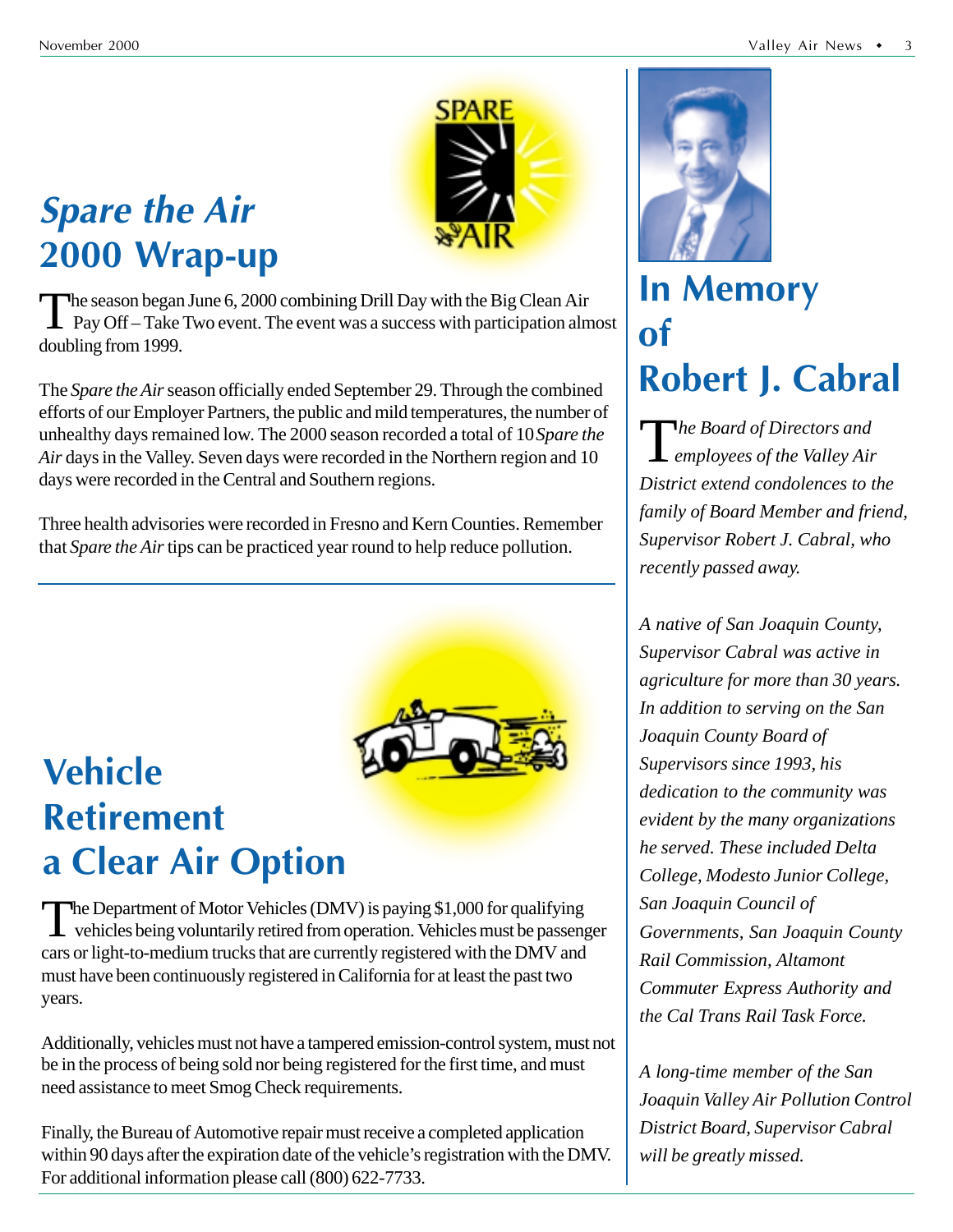## *Spare the Air* 2000 Wrap-up

The season began June 6, 2000 combining Drill Day with the Big Clean Air Pay Off – Take Two event. The event was a success with participation almost doubling from 1999.

The *Spare the Air* season officially ended September 29. Through the combined efforts of our Employer Partners, the public and mild temperatures, the number of unhealthy days remained low. The 2000 season recorded a total of 10 *Spare the Air* days in the Valley. Seven days were recorded in the Northern region and 10 days were recorded in the Central and Southern regions.

Three health advisories were recorded in Fresno and Kern Counties. Remember that *Spare the Air* tips can be practiced year round to help reduce pollution.

## Vehicle Retirement a Clear Air Option

The Department of Motor Vehicles (DMV) is paying $1,000 for qualifying vehicles being voluntarily retired from operation. Vehicles must be passenger cars or light-to-medium trucks that are currently registered with the DMV and must have been continuously registered in California for at least the past two years.

Additionally, vehicles must not have a tampered emission-control system, must not be in the process of being sold nor being registered for the first time, and must need assistance to meet Smog Check requirements.

Finally, the Bureau of Automotive repair must receive a completed application within 90 days after the expiration date of the vehicle's registration with the DMV. For additional information please call (800) 622-7733.

## In Memory of Robert J. Cabral

*The Board of Directors and employees of the Valley Air District extend condolences to the family of Board Member and friend, Supervisor Robert J. Cabral, who recently passed away.*

*A native of San Joaquin County, Supervisor Cabral was active in agriculture for more than 30 years. In addition to serving on the San Joaquin County Board of Supervisors since 1993, his dedication to the community was evident by the many organizations he served. These included Delta College, Modesto Junior College, San Joaquin Council of Governments, San Joaquin County Rail Commission, Altamont Commuter Express Authority and the Cal Trans Rail Task Force.*

*A long-time member of the San Joaquin Valley Air Pollution Control District Board, Supervisor Cabral will be greatly missed.*